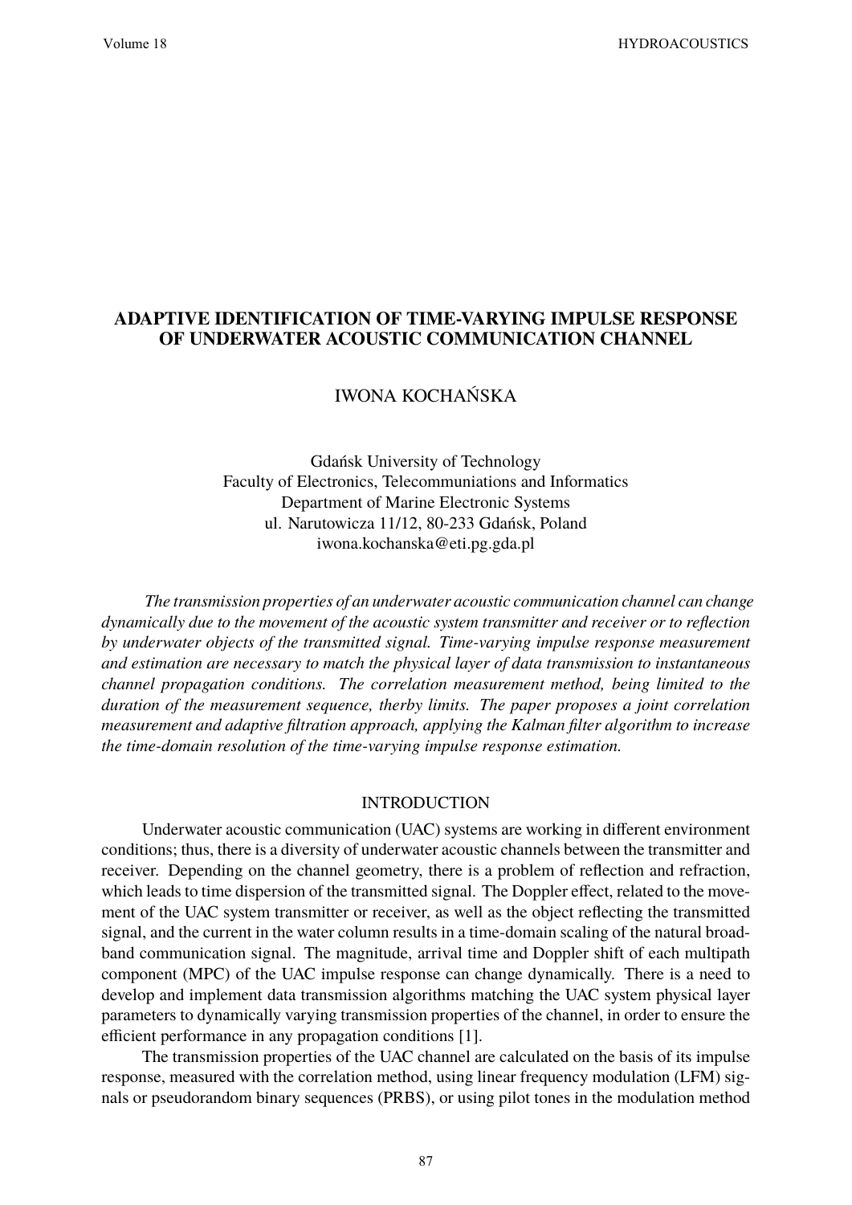# ADAPTIVE IDENTIFICATION OF TIME-VARYING IMPULSE RESPONSE OF UNDERWATER ACOUSTIC COMMUNICATION CHANNEL

IWONA KOCHAŃSKA

Gdańsk University of Technology
Faculty of Electronics, Telecommuniations and Informatics
Department of Marine Electronic Systems
ul. Narutowicza 11/12, 80-233 Gdańsk, Poland
iwona.kochanska@eti.pg.gda.pl

*The transmission properties of an underwater acoustic communication channel can change dynamically due to the movement of the acoustic system transmitter and receiver or to reflection by underwater objects of the transmitted signal. Time-varying impulse response measurement and estimation are necessary to match the physical layer of data transmission to instantaneous channel propagation conditions. The correlation measurement method, being limited to the duration of the measurement sequence, therby limits. The paper proposes a joint correlation measurement and adaptive filtration approach, applying the Kalman filter algorithm to increase the time-domain resolution of the time-varying impulse response estimation.*

## INTRODUCTION

Underwater acoustic communication (UAC) systems are working in different environment conditions; thus, there is a diversity of underwater acoustic channels between the transmitter and receiver. Depending on the channel geometry, there is a problem of reflection and refraction, which leads to time dispersion of the transmitted signal. The Doppler effect, related to the movement of the UAC system transmitter or receiver, as well as the object reflecting the transmitted signal, and the current in the water column results in a time-domain scaling of the natural broadband communication signal. The magnitude, arrival time and Doppler shift of each multipath component (MPC) of the UAC impulse response can change dynamically. There is a need to develop and implement data transmission algorithms matching the UAC system physical layer parameters to dynamically varying transmission properties of the channel, in order to ensure the efficient performance in any propagation conditions [1].

The transmission properties of the UAC channel are calculated on the basis of its impulse response, measured with the correlation method, using linear frequency modulation (LFM) signals or pseudorandom binary sequences (PRBS), or using pilot tones in the modulation method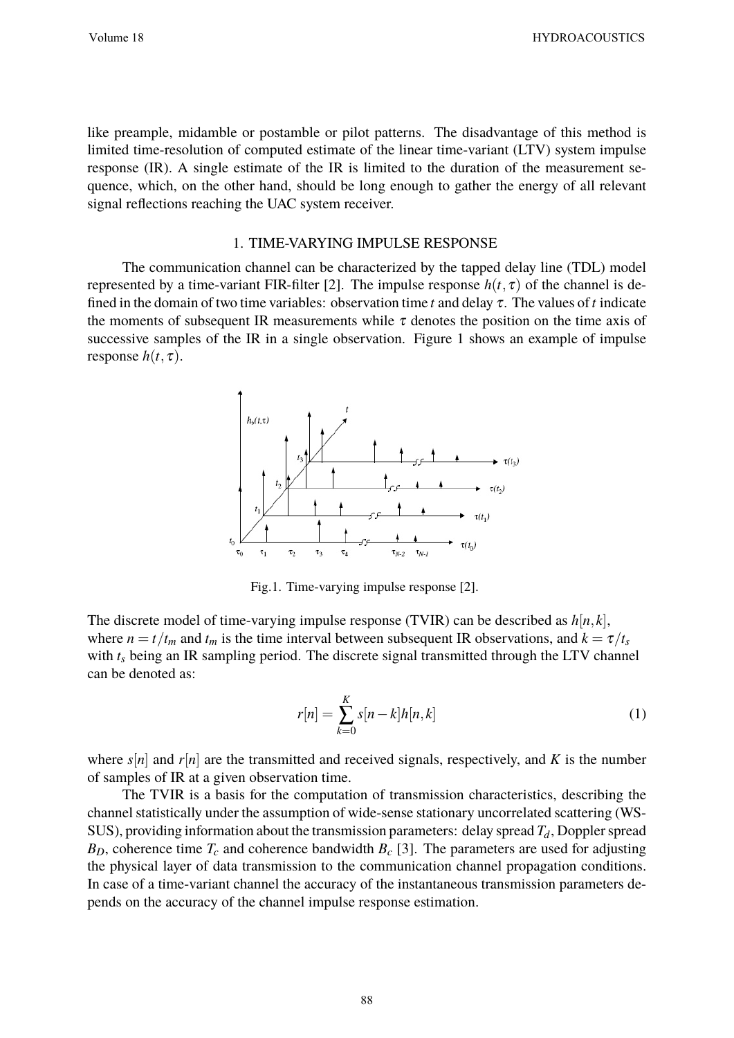like preample, midamble or postamble or pilot patterns. The disadvantage of this method is limited time-resolution of computed estimate of the linear time-variant (LTV) system impulse response (IR). A single estimate of the IR is limited to the duration of the measurement sequence, which, on the other hand, should be long enough to gather the energy of all relevant signal reflections reaching the UAC system receiver.

## 1. TIME-VARYING IMPULSE RESPONSE

The communication channel can be characterized by the tapped delay line (TDL) model represented by a time-variant FIR-filter [2]. The impulse response $h(t,\tau)$ of the channel is defined in the domain of two time variables: observation time $t$ and delay $\tau$. The values of $t$ indicate the moments of subsequent IR measurements while $\tau$ denotes the position on the time axis of successive samples of the IR in a single observation. Figure 1 shows an example of impulse response $h(t,\tau)$.

Fig.1. Time-varying impulse response [2].

The discrete model of time-varying impulse response (TVIR) can be described as $h[n,k]$, where $n = t/t_m$ and $t_m$ is the time interval between subsequent IR observations, and $k = \tau/t_s$ with $t_s$ being an IR sampling period. The discrete signal transmitted through the LTV channel can be denoted as:

$$r[n] = \sum_{k=0}^{K} s[n-k]h[n,k] \tag{1}$$

where $s[n]$ and $r[n]$ are the transmitted and received signals, respectively, and $K$ is the number of samples of IR at a given observation time.

The TVIR is a basis for the computation of transmission characteristics, describing the channel statistically under the assumption of wide-sense stationary uncorrelated scattering (WSSUS), providing information about the transmission parameters: delay spread $T_d$, Doppler spread $B_D$, coherence time $T_c$ and coherence bandwidth $B_c$ [3]. The parameters are used for adjusting the physical layer of data transmission to the communication channel propagation conditions. In case of a time-variant channel the accuracy of the instantaneous transmission parameters depends on the accuracy of the channel impulse response estimation.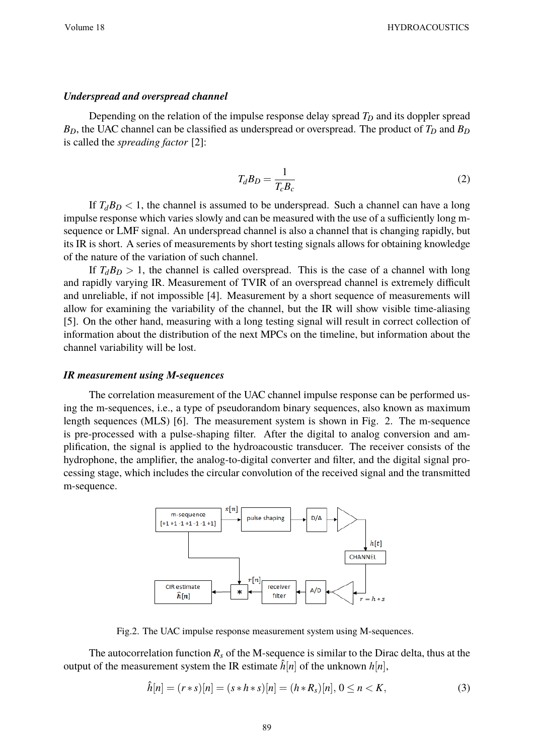### *Underspread and overspread channel*

Depending on the relation of the impulse response delay spread $T_D$ and its doppler spread $B_D$, the UAC channel can be classified as underspread or overspread. The product of $T_D$ and $B_D$ is called the *spreading factor* [2]:

$$T_d B_D = \frac{1}{T_c B_c} \tag{2}$$

If $T_d B_D < 1$, the channel is assumed to be underspread. Such a channel can have a long impulse response which varies slowly and can be measured with the use of a sufficiently long m-sequence or LMF signal. An underspread channel is also a channel that is changing rapidly, but its IR is short. A series of measurements by short testing signals allows for obtaining knowledge of the nature of the variation of such channel.

If $T_d B_D > 1$, the channel is called overspread. This is the case of a channel with long and rapidly varying IR. Measurement of TVIR of an overspread channel is extremely difficult and unreliable, if not impossible [4]. Measurement by a short sequence of measurements will allow for examining the variability of the channel, but the IR will show visible time-aliasing [5]. On the other hand, measuring with a long testing signal will result in correct collection of information about the distribution of the next MPCs on the timeline, but information about the channel variability will be lost.

### *IR measurement using M-sequences*

The correlation measurement of the UAC channel impulse response can be performed using the m-sequences, i.e., a type of pseudorandom binary sequences, also known as maximum length sequences (MLS) [6]. The measurement system is shown in Fig. 2. The m-sequence is pre-processed with a pulse-shaping filter. After the digital to analog conversion and amplification, the signal is applied to the hydroacoustic transducer. The receiver consists of the hydrophone, the amplifier, the analog-to-digital converter and filter, and the digital signal processing stage, which includes the circular convolution of the received signal and the transmitted m-sequence.

Fig.2. The UAC impulse response measurement system using M-sequences.

The autocorrelation function $R_s$ of the M-sequence is similar to the Dirac delta, thus at the output of the measurement system the IR estimate $\hat{h}[n]$ of the unknown $h[n]$,

$$\hat{h}[n] = (r * s)[n] = (s * h * s)[n] = (h * R_s)[n], \, 0 \leq n < K, \tag{3}$$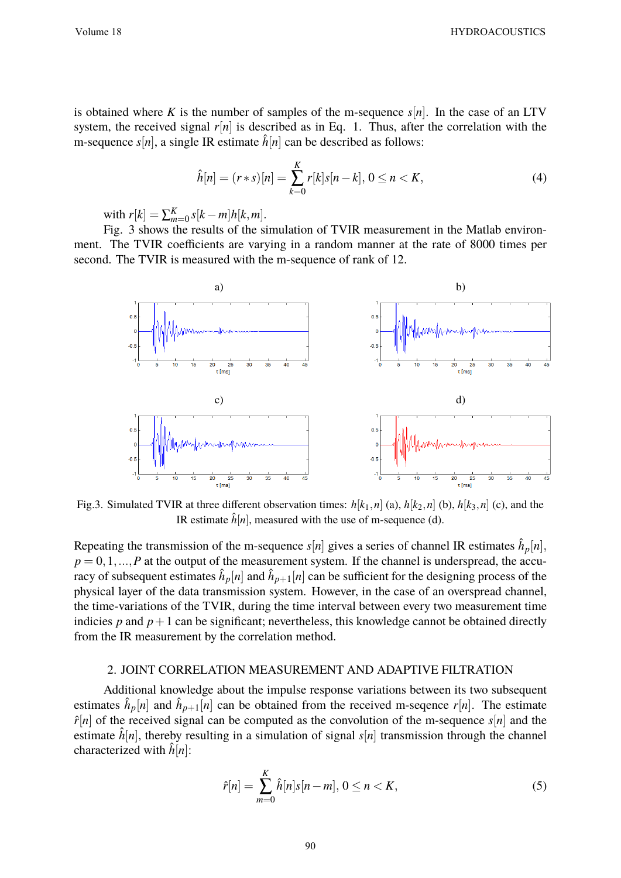is obtained where $K$ is the number of samples of the m-sequence $s[n]$. In the case of an LTV system, the received signal $r[n]$ is described as in Eq. 1. Thus, after the correlation with the m-sequence $s[n]$, a single IR estimate $\hat{h}[n]$ can be described as follows:

$$\hat{h}[n] = (r * s)[n] = \sum_{k=0}^{K} r[k]s[n-k],\ 0 \leq n < K, \tag{4}$$

with $r[k] = \sum_{m=0}^{K} s[k-m]h[k,m]$.

Fig. 3 shows the results of the simulation of TVIR measurement in the Matlab environment. The TVIR coefficients are varying in a random manner at the rate of 8000 times per second. The TVIR is measured with the m-sequence of rank of 12.

Fig.3. Simulated TVIR at three different observation times: $h[k_1,n]$ (a), $h[k_2,n]$ (b), $h[k_3,n]$ (c), and the IR estimate $\hat{h}[n]$, measured with the use of m-sequence (d).

Repeating the transmission of the m-sequence $s[n]$ gives a series of channel IR estimates $\hat{h}_p[n]$, $p = 0, 1, ..., P$ at the output of the measurement system. If the channel is underspread, the accuracy of subsequent estimates $\hat{h}_p[n]$ and $\hat{h}_{p+1}[n]$ can be sufficient for the designing process of the physical layer of the data transmission system. However, in the case of an overspread channel, the time-variations of the TVIR, during the time interval between every two measurement time indicies $p$ and $p+1$ can be significant; nevertheless, this knowledge cannot be obtained directly from the IR measurement by the correlation method.

## 2. JOINT CORRELATION MEASUREMENT AND ADAPTIVE FILTRATION

Additional knowledge about the impulse response variations between its two subsequent estimates $\hat{h}_p[n]$ and $\hat{h}_{p+1}[n]$ can be obtained from the received m-seqence $r[n]$. The estimate $\hat{r}[n]$ of the received signal can be computed as the convolution of the m-sequence $s[n]$ and the estimate $\hat{h}[n]$, thereby resulting in a simulation of signal $s[n]$ transmission through the channel characterized with $\hat{h}[n]$:

$$\hat{r}[n] = \sum_{m=0}^{K} \hat{h}[n]s[n-m],\ 0 \leq n < K, \tag{5}$$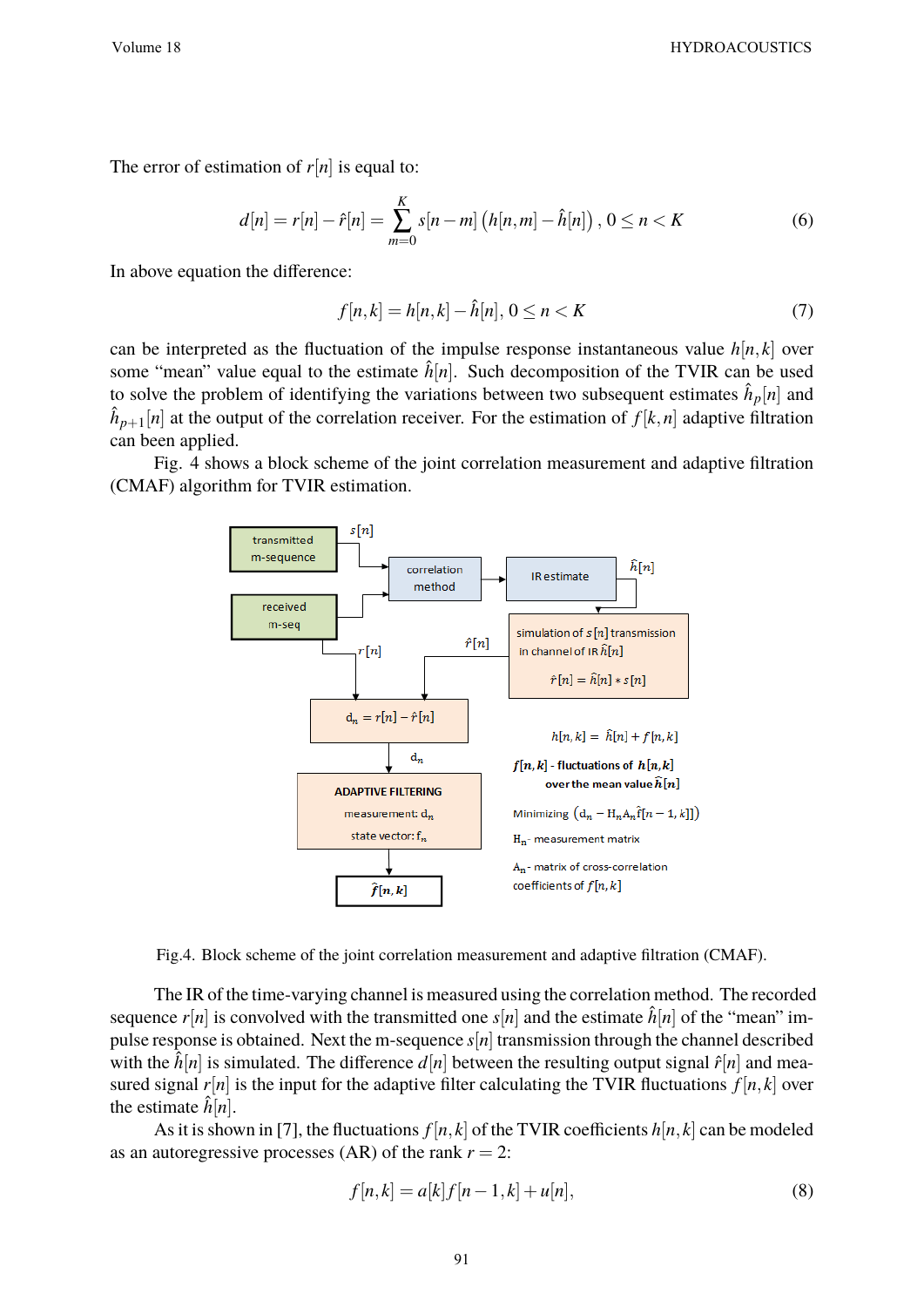The error of estimation of $r[n]$ is equal to:

$$d[n] = r[n] - \hat{r}[n] = \sum_{m=0}^{K} s[n-m]\left(h[n,m] - \hat{h}[n]\right), \, 0 \le n < K \tag{6}$$

In above equation the difference:

$$f[n,k] = h[n,k] - \hat{h}[n], \, 0 \le n < K \tag{7}$$

can be interpreted as the fluctuation of the impulse response instantaneous value $h[n,k]$ over some "mean" value equal to the estimate $\hat{h}[n]$. Such decomposition of the TVIR can be used to solve the problem of identifying the variations between two subsequent estimates $\hat{h}_p[n]$ and $\hat{h}_{p+1}[n]$ at the output of the correlation receiver. For the estimation of $f[k,n]$ adaptive filtration can been applied.

Fig. 4 shows a block scheme of the joint correlation measurement and adaptive filtration (CMAF) algorithm for TVIR estimation.

transmitted m-sequence — $s[n]$

received m-seq

correlation method

IR estimate — $\hat{h}[n]$

simulation of $s[n]$ transmission in channel of IR $\hat{h}[n]$

$\hat{r}[n] = \hat{h}[n] * s[n]$

$r[n]$ $\quad$ $\hat{r}[n]$

$d_n = r[n] - \hat{r}[n]$

$d_n$

ADAPTIVE FILTERING

measurement: $d_n$

state vector: $f_n$

$\hat{f}[n,k]$

$h[n,k] = \hat{h}[n] + f[n,k]$

$f[n,k]$ - fluctuations of $h[n,k]$ over the mean value $\hat{h}[n]$

Minimizing $\left(d_n - H_n A_n \hat{f}[n-1,k]\right)$

$H_n$ - measurement matrix

$A_n$ - matrix of cross-correlation coefficients of $f[n,k]$

Fig.4. Block scheme of the joint correlation measurement and adaptive filtration (CMAF).

The IR of the time-varying channel is measured using the correlation method. The recorded sequence $r[n]$ is convolved with the transmitted one $s[n]$ and the estimate $\hat{h}[n]$ of the "mean" impulse response is obtained. Next the m-sequence $s[n]$ transmission through the channel described with the $\hat{h}[n]$ is simulated. The difference $d[n]$ between the resulting output signal $\hat{r}[n]$ and measured signal $r[n]$ is the input for the adaptive filter calculating the TVIR fluctuations $f[n,k]$ over the estimate $\hat{h}[n]$.

As it is shown in [7], the fluctuations $f[n,k]$ of the TVIR coefficients $h[n,k]$ can be modeled as an autoregressive processes (AR) of the rank $r = 2$:

$$f[n,k] = a[k]f[n-1,k] + u[n], \tag{8}$$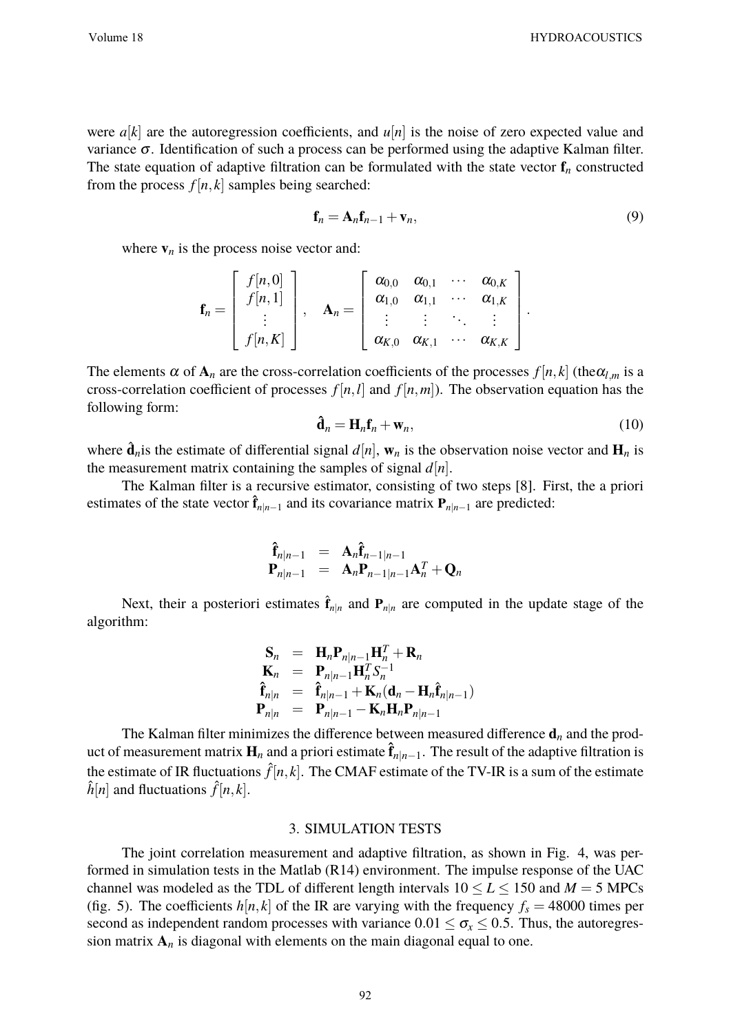were $a[k]$ are the autoregression coefficients, and $u[n]$ is the noise of zero expected value and variance $\sigma$. Identification of such a process can be performed using the adaptive Kalman filter. The state equation of adaptive filtration can be formulated with the state vector $\mathbf{f}_n$ constructed from the process $f[n,k]$ samples being searched:

$$\mathbf{f}_n = \mathbf{A}_n \mathbf{f}_{n-1} + \mathbf{v}_n, \tag{9}$$

where $\mathbf{v}_n$ is the process noise vector and:

$$\mathbf{f}_n = \begin{bmatrix} f[n,0] \\ f[n,1] \\ \vdots \\ f[n,K] \end{bmatrix}, \quad \mathbf{A}_n = \begin{bmatrix} \alpha_{0,0} & \alpha_{0,1} & \cdots & \alpha_{0,K} \\ \alpha_{1,0} & \alpha_{1,1} & \cdots & \alpha_{1,K} \\ \vdots & \vdots & \ddots & \vdots \\ \alpha_{K,0} & \alpha_{K,1} & \cdots & \alpha_{K,K} \end{bmatrix}.$$

The elements $\alpha$ of $\mathbf{A}_n$ are the cross-correlation coefficients of the processes $f[n,k]$ (the$\alpha_{l,m}$ is a cross-correlation coefficient of processes $f[n,l]$ and $f[n,m]$). The observation equation has the following form:

$$\hat{\mathbf{d}}_n = \mathbf{H}_n \mathbf{f}_n + \mathbf{w}_n, \tag{10}$$

where $\hat{\mathbf{d}}_n$is the estimate of differential signal $d[n]$, $\mathbf{w}_n$ is the observation noise vector and $\mathbf{H}_n$ is the measurement matrix containing the samples of signal $d[n]$.

The Kalman filter is a recursive estimator, consisting of two steps [8]. First, the a priori estimates of the state vector $\hat{\mathbf{f}}_{n|n-1}$ and its covariance matrix $\mathbf{P}_{n|n-1}$ are predicted:

$$\begin{aligned} \hat{\mathbf{f}}_{n|n-1} &= \mathbf{A}_n \hat{\mathbf{f}}_{n-1|n-1} \\ \mathbf{P}_{n|n-1} &= \mathbf{A}_n \mathbf{P}_{n-1|n-1} \mathbf{A}_n^T + \mathbf{Q}_n \end{aligned}$$

Next, their a posteriori estimates $\hat{\mathbf{f}}_{n|n}$ and $\mathbf{P}_{n|n}$ are computed in the update stage of the algorithm:

$$\begin{aligned} \mathbf{S}_n &= \mathbf{H}_n \mathbf{P}_{n|n-1} \mathbf{H}_n^T + \mathbf{R}_n \\ \mathbf{K}_n &= \mathbf{P}_{n|n-1} \mathbf{H}_n^T S_n^{-1} \\ \hat{\mathbf{f}}_{n|n} &= \hat{\mathbf{f}}_{n|n-1} + \mathbf{K}_n (\mathbf{d}_n - \mathbf{H}_n \hat{\mathbf{f}}_{n|n-1}) \\ \mathbf{P}_{n|n} &= \mathbf{P}_{n|n-1} - \mathbf{K}_n \mathbf{H}_n \mathbf{P}_{n|n-1} \end{aligned}$$

The Kalman filter minimizes the difference between measured difference $\mathbf{d}_n$ and the product of measurement matrix $\mathbf{H}_n$ and a priori estimate $\hat{\mathbf{f}}_{n|n-1}$. The result of the adaptive filtration is the estimate of IR fluctuations $\hat{f}[n,k]$. The CMAF estimate of the TV-IR is a sum of the estimate $\hat{h}[n]$ and fluctuations $\hat{f}[n,k]$.

## 3. SIMULATION TESTS

The joint correlation measurement and adaptive filtration, as shown in Fig. 4, was performed in simulation tests in the Matlab (R14) environment. The impulse response of the UAC channel was modeled as the TDL of different length intervals $10 \leq L \leq 150$ and $M = 5$ MPCs (fig. 5). The coefficients $h[n,k]$ of the IR are varying with the frequency $f_s = 48000$ times per second as independent random processes with variance $0.01 \leq \sigma_x \leq 0.5$. Thus, the autoregression matrix $\mathbf{A}_n$ is diagonal with elements on the main diagonal equal to one.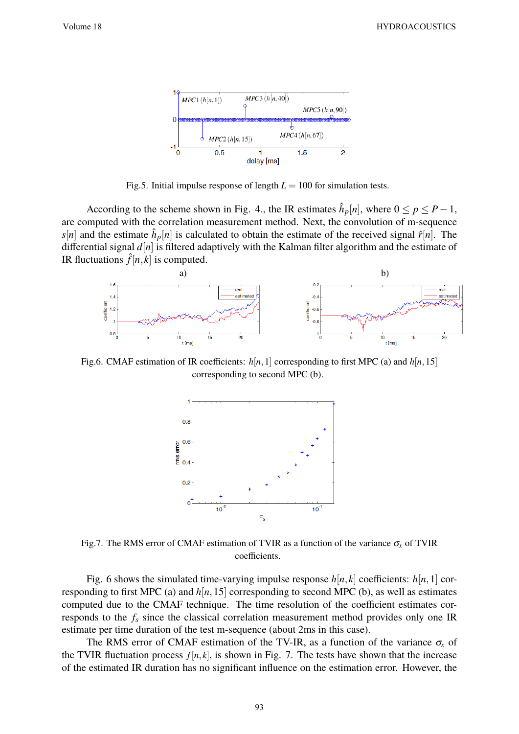Fig.5. Initial impulse response of length $L = 100$ for simulation tests.

According to the scheme shown in Fig. 4., the IR estimates $\hat{h}_p[n]$, where $0 \leq p \leq P-1$, are computed with the correlation measurement method. Next, the convolution of m-sequence $s[n]$ and the estimate $\hat{h}_p[n]$ is calculated to obtain the estimate of the received signal $\hat{r}[n]$. The differential signal $d[n]$ is filtered adaptively with the Kalman filter algorithm and the estimate of IR fluctuations $\hat{f}[n,k]$ is computed.

Fig.6. CMAF estimation of IR coefficients: $h[n,1]$ corresponding to first MPC (a) and $h[n,15]$ corresponding to second MPC (b).

Fig.7. The RMS error of CMAF estimation of TVIR as a function of the variance $\sigma_x$ of TVIR coefficients.

Fig. 6 shows the simulated time-varying impulse response $h[n,k]$ coefficients: $h[n,1]$ corresponding to first MPC (a) and $h[n,15]$ corresponding to second MPC (b), as well as estimates computed due to the CMAF technique. The time resolution of the coefficient estimates corresponds to the $f_s$ since the classical correlation measurement method provides only one IR estimate per time duration of the test m-sequence (about 2ms in this case).

The RMS error of CMAF estimation of the TV-IR, as a function of the variance $\sigma_x$ of the TVIR fluctuation process $f[n,k]$, is shown in Fig. 7. The tests have shown that the increase of the estimated IR duration has no significant influence on the estimation error. However, the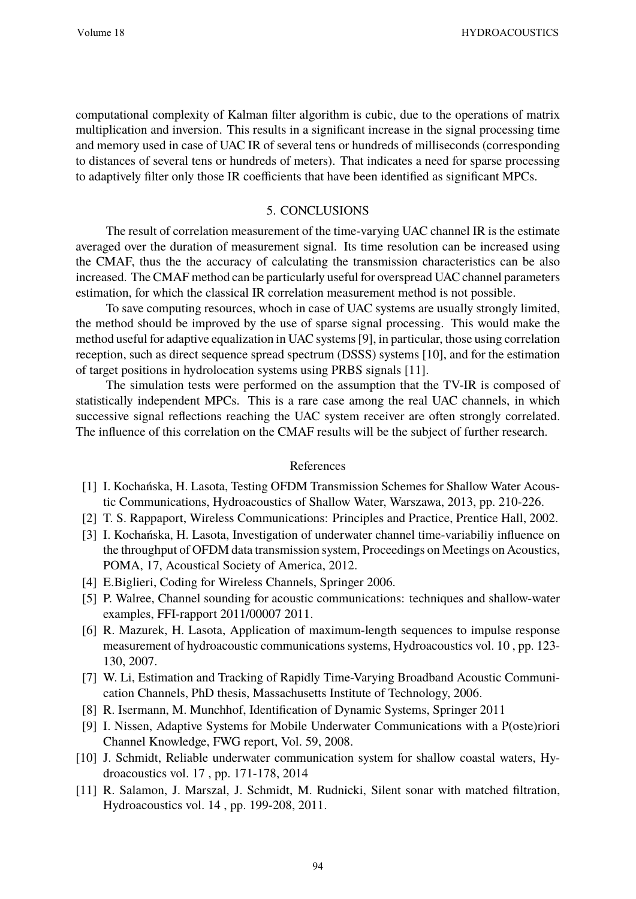computational complexity of Kalman filter algorithm is cubic, due to the operations of matrix multiplication and inversion. This results in a significant increase in the signal processing time and memory used in case of UAC IR of several tens or hundreds of milliseconds (corresponding to distances of several tens or hundreds of meters). That indicates a need for sparse processing to adaptively filter only those IR coefficients that have been identified as significant MPCs.

## 5. CONCLUSIONS

The result of correlation measurement of the time-varying UAC channel IR is the estimate averaged over the duration of measurement signal. Its time resolution can be increased using the CMAF, thus the the accuracy of calculating the transmission characteristics can be also increased. The CMAF method can be particularly useful for overspread UAC channel parameters estimation, for which the classical IR correlation measurement method is not possible.

To save computing resources, whoch in case of UAC systems are usually strongly limited, the method should be improved by the use of sparse signal processing. This would make the method useful for adaptive equalization in UAC systems [9], in particular, those using correlation reception, such as direct sequence spread spectrum (DSSS) systems [10], and for the estimation of target positions in hydrolocation systems using PRBS signals [11].

The simulation tests were performed on the assumption that the TV-IR is composed of statistically independent MPCs. This is a rare case among the real UAC channels, in which successive signal reflections reaching the UAC system receiver are often strongly correlated. The influence of this correlation on the CMAF results will be the subject of further research.

## References

[1] I. Kochańska, H. Lasota, Testing OFDM Transmission Schemes for Shallow Water Acoustic Communications, Hydroacoustics of Shallow Water, Warszawa, 2013, pp. 210-226.

[2] T. S. Rappaport, Wireless Communications: Principles and Practice, Prentice Hall, 2002.

[3] I. Kochańska, H. Lasota, Investigation of underwater channel time-variabiliy influence on the throughput of OFDM data transmission system, Proceedings on Meetings on Acoustics, POMA, 17, Acoustical Society of America, 2012.

[4] E.Biglieri, Coding for Wireless Channels, Springer 2006.

[5] P. Walree, Channel sounding for acoustic communications: techniques and shallow-water examples, FFI-rapport 2011/00007 2011.

[6] R. Mazurek, H. Lasota, Application of maximum-length sequences to impulse response measurement of hydroacoustic communications systems, Hydroacoustics vol. 10 , pp. 123-130, 2007.

[7] W. Li, Estimation and Tracking of Rapidly Time-Varying Broadband Acoustic Communication Channels, PhD thesis, Massachusetts Institute of Technology, 2006.

[8] R. Isermann, M. Munchhof, Identification of Dynamic Systems, Springer 2011

[9] I. Nissen, Adaptive Systems for Mobile Underwater Communications with a P(oste)riori Channel Knowledge, FWG report, Vol. 59, 2008.

[10] J. Schmidt, Reliable underwater communication system for shallow coastal waters, Hydroacoustics vol. 17 , pp. 171-178, 2014

[11] R. Salamon, J. Marszal, J. Schmidt, M. Rudnicki, Silent sonar with matched filtration, Hydroacoustics vol. 14 , pp. 199-208, 2011.